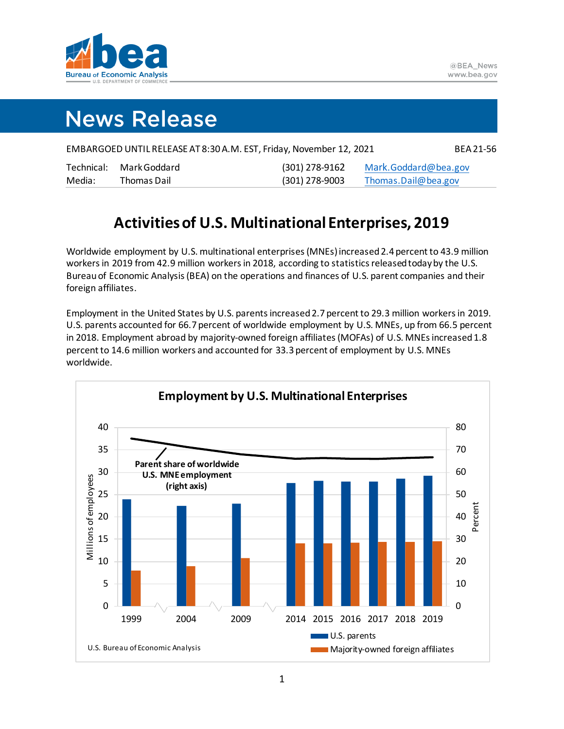# News Release

EMBARGOED UNTIL RELEASE AT 8:30 A.M. EST, Friday, November 12, 2021 — BEA 21-56

| | | | |
|---|---|---|---|
| Technical: | Mark Goddard | (301) 278-9162 | Mark.Goddard@bea.gov |
| Media: | Thomas Dail | (301) 278-9003 | Thomas.Dail@bea.gov |

## Activities of U.S. Multinational Enterprises, 2019

Worldwide employment by U.S. multinational enterprises (MNEs) increased 2.4 percent to 43.9 million workers in 2019 from 42.9 million workers in 2018, according to statistics released today by the U.S. Bureau of Economic Analysis (BEA) on the operations and finances of U.S. parent companies and their foreign affiliates.

Employment in the United States by U.S. parents increased 2.7 percent to 29.3 million workers in 2019. U.S. parents accounted for 66.7 percent of worldwide employment by U.S. MNEs, up from 66.5 percent in 2018. Employment abroad by majority-owned foreign affiliates (MOFAs) of U.S. MNEs increased 1.8 percent to 14.6 million workers and accounted for 33.3 percent of employment by U.S. MNEs worldwide.

**Employment by U.S. Multinational Enterprises**

Parent share of worldwide U.S. MNE employment (right axis)

Legend: U.S. parents; Majority-owned foreign affiliates

Axes: Millions of employees (left axis, 0–40); Percent (right axis, 0–80). Years: 1999, 2004, 2009, 2014, 2015, 2016, 2017, 2018, 2019

U.S. Bureau of Economic Analysis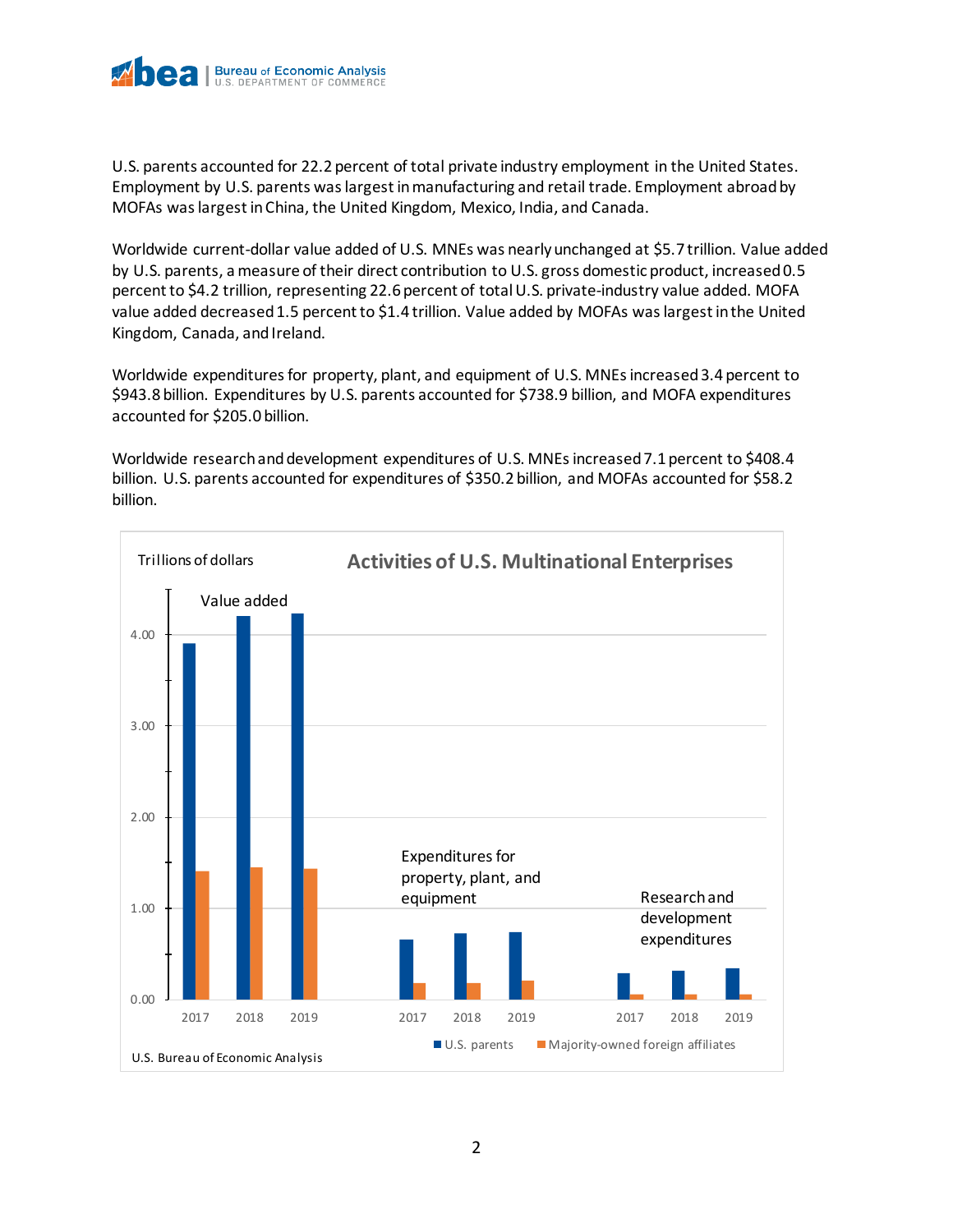U.S. parents accounted for 22.2 percent of total private industry employment in the United States. Employment by U.S. parents was largest in manufacturing and retail trade. Employment abroad by MOFAs was largest in China, the United Kingdom, Mexico, India, and Canada.

Worldwide current-dollar value added of U.S. MNEs was nearly unchanged at $5.7 trillion. Value added by U.S. parents, a measure of their direct contribution to U.S. gross domestic product, increased 0.5 percent to $4.2 trillion, representing 22.6 percent of total U.S. private-industry value added. MOFA value added decreased 1.5 percent to $1.4 trillion. Value added by MOFAs was largest in the United Kingdom, Canada, and Ireland.

Worldwide expenditures for property, plant, and equipment of U.S. MNEs increased 3.4 percent to $943.8 billion. Expenditures by U.S. parents accounted for $738.9 billion, and MOFA expenditures accounted for $205.0 billion.

Worldwide research and development expenditures of U.S. MNEs increased 7.1 percent to $408.4 billion. U.S. parents accounted for expenditures of $350.2 billion, and MOFAs accounted for $58.2 billion.

**Activities of U.S. Multinational Enterprises**

Trillions of dollars

Value added | Expenditures for property, plant, and equipment | Research and development expenditures

2017 2018 2019

U.S. parents | Majority-owned foreign affiliates

U.S. Bureau of Economic Analysis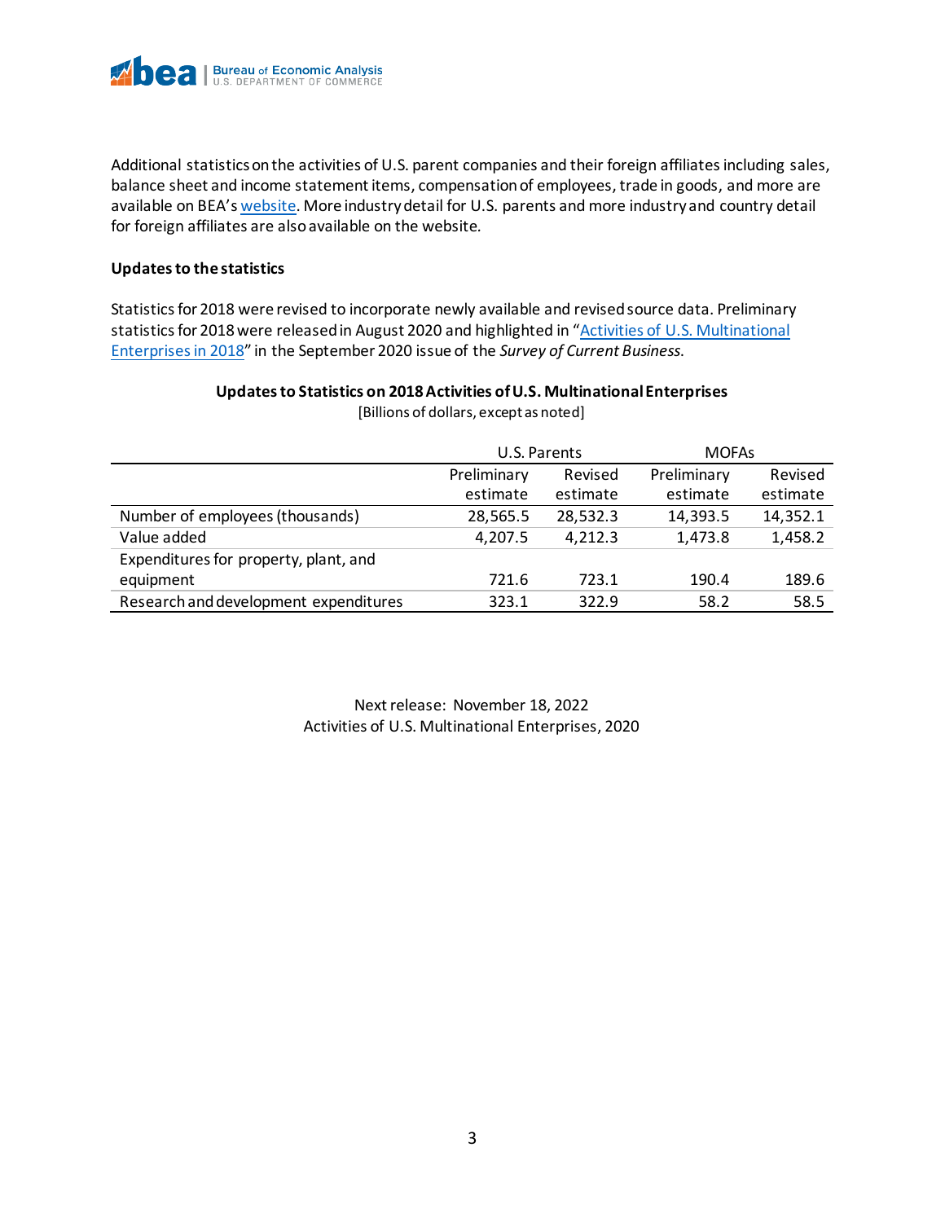Additional statistics on the activities of U.S. parent companies and their foreign affiliates including sales, balance sheet and income statement items, compensation of employees, trade in goods, and more are available on BEA's website. More industry detail for U.S. parents and more industry and country detail for foreign affiliates are also available on the website.

**Updates to the statistics**

Statistics for 2018 were revised to incorporate newly available and revised source data. Preliminary statistics for 2018 were released in August 2020 and highlighted in "Activities of U.S. Multinational Enterprises in 2018" in the September 2020 issue of the *Survey of Current Business*.

**Updates to Statistics on 2018 Activities of U.S. Multinational Enterprises**

[Billions of dollars, except as noted]

| | U.S. Parents | | MOFAs | |
|---|---|---|---|---|
| | Preliminary estimate | Revised estimate | Preliminary estimate | Revised estimate |
| Number of employees (thousands) | 28,565.5 | 28,532.3 | 14,393.5 | 14,352.1 |
| Value added | 4,207.5 | 4,212.3 | 1,473.8 | 1,458.2 |
| Expenditures for property, plant, and equipment | 721.6 | 723.1 | 190.4 | 189.6 |
| Research and development expenditures | 323.1 | 322.9 | 58.2 | 58.5 |

Next release: November 18, 2022
Activities of U.S. Multinational Enterprises, 2020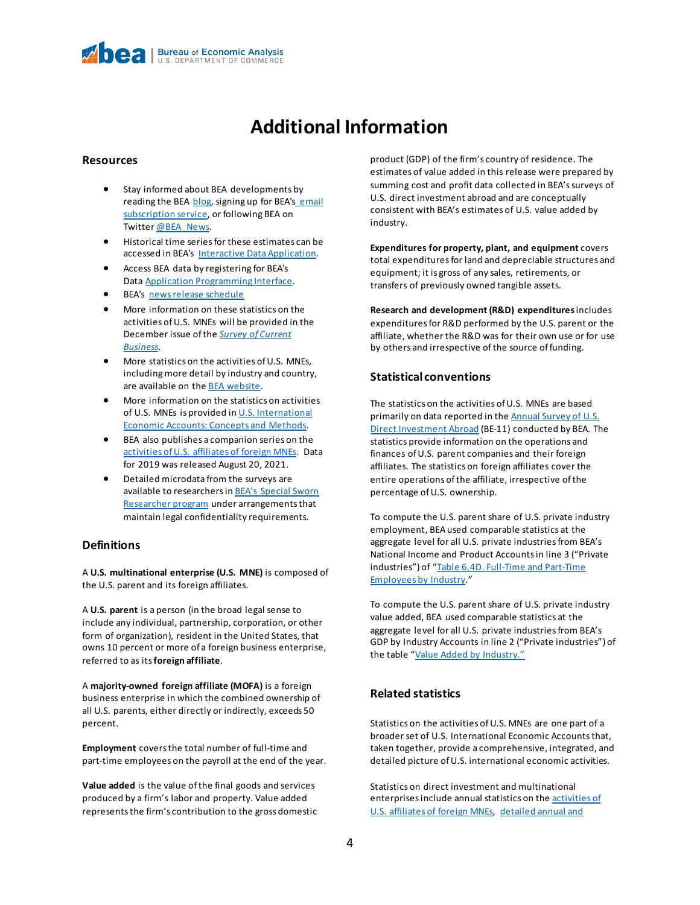# Additional Information

## Resources

- Stay informed about BEA developments by reading the BEA blog, signing up for BEA's email subscription service, or following BEA on Twitter @BEA_News.
- Historical time series for these estimates can be accessed in BEA's Interactive Data Application.
- Access BEA data by registering for BEA's Data Application Programming Interface.
- BEA's news release schedule
- More information on these statistics on the activities of U.S. MNEs will be provided in the December issue of the *Survey of Current Business*.
- More statistics on the activities of U.S. MNEs, including more detail by industry and country, are available on the BEA website.
- More information on the statistics on activities of U.S. MNEs is provided in U.S. International Economic Accounts: Concepts and Methods.
- BEA also publishes a companion series on the activities of U.S. affiliates of foreign MNEs. Data for 2019 was released August 20, 2021.
- Detailed microdata from the surveys are available to researchers in BEA's Special Sworn Researcher program under arrangements that maintain legal confidentiality requirements.

## Definitions

A **U.S. multinational enterprise (U.S. MNE)** is composed of the U.S. parent and its foreign affiliates.

A **U.S. parent** is a person (in the broad legal sense to include any individual, partnership, corporation, or other form of organization), resident in the United States, that owns 10 percent or more of a foreign business enterprise, referred to as its **foreign affiliate**.

A **majority-owned foreign affiliate (MOFA)** is a foreign business enterprise in which the combined ownership of all U.S. parents, either directly or indirectly, exceeds 50 percent.

**Employment** covers the total number of full-time and part-time employees on the payroll at the end of the year.

**Value added** is the value of the final goods and services produced by a firm's labor and property. Value added represents the firm's contribution to the gross domestic product (GDP) of the firm's country of residence. The estimates of value added in this release were prepared by summing cost and profit data collected in BEA's surveys of U.S. direct investment abroad and are conceptually consistent with BEA's estimates of U.S. value added by industry.

**Expenditures for property, plant, and equipment** covers total expenditures for land and depreciable structures and equipment; it is gross of any sales, retirements, or transfers of previously owned tangible assets.

**Research and development (R&D) expenditures** includes expenditures for R&D performed by the U.S. parent or the affiliate, whether the R&D was for their own use or for use by others and irrespective of the source of funding.

## Statistical conventions

The statistics on the activities of U.S. MNEs are based primarily on data reported in the Annual Survey of U.S. Direct Investment Abroad (BE-11) conducted by BEA. The statistics provide information on the operations and finances of U.S. parent companies and their foreign affiliates. The statistics on foreign affiliates cover the entire operations of the affiliate, irrespective of the percentage of U.S. ownership.

To compute the U.S. parent share of U.S. private industry employment, BEA used comparable statistics at the aggregate level for all U.S. private industries from BEA's National Income and Product Accounts in line 3 ("Private industries") of "Table 6.4D. Full-Time and Part-Time Employees by Industry."

To compute the U.S. parent share of U.S. private industry value added, BEA used comparable statistics at the aggregate level for all U.S. private industries from BEA's GDP by Industry Accounts in line 2 ("Private industries") of the table "Value Added by Industry."

## Related statistics

Statistics on the activities of U.S. MNEs are one part of a broader set of U.S. International Economic Accounts that, taken together, provide a comprehensive, integrated, and detailed picture of U.S. international economic activities.

Statistics on direct investment and multinational enterprises include annual statistics on the activities of U.S. affiliates of foreign MNEs, detailed annual and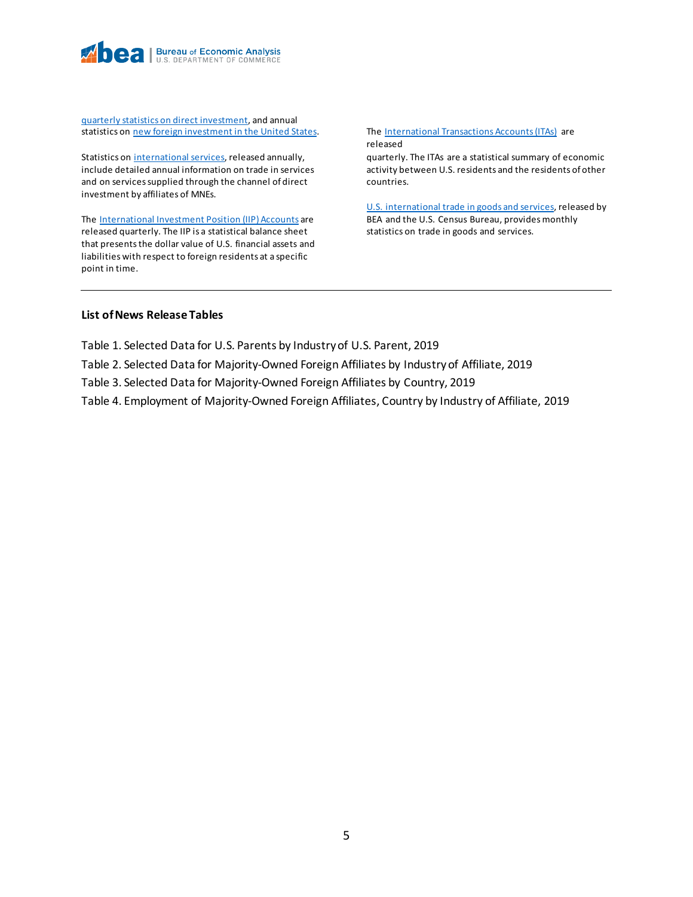quarterly statistics on direct investment, and annual statistics on new foreign investment in the United States.

Statistics on international services, released annually, include detailed annual information on trade in services and on services supplied through the channel of direct investment by affiliates of MNEs.

The International Investment Position (IIP) Accounts are released quarterly. The IIP is a statistical balance sheet that presents the dollar value of U.S. financial assets and liabilities with respect to foreign residents at a specific point in time.

The International Transactions Accounts (ITAs) are released quarterly. The ITAs are a statistical summary of economic activity between U.S. residents and the residents of other countries.

U.S. international trade in goods and services, released by BEA and the U.S. Census Bureau, provides monthly statistics on trade in goods and services.

---

### List of News Release Tables

Table 1. Selected Data for U.S. Parents by Industry of U.S. Parent, 2019

Table 2. Selected Data for Majority-Owned Foreign Affiliates by Industry of Affiliate, 2019

Table 3. Selected Data for Majority-Owned Foreign Affiliates by Country, 2019

Table 4. Employment of Majority-Owned Foreign Affiliates, Country by Industry of Affiliate, 2019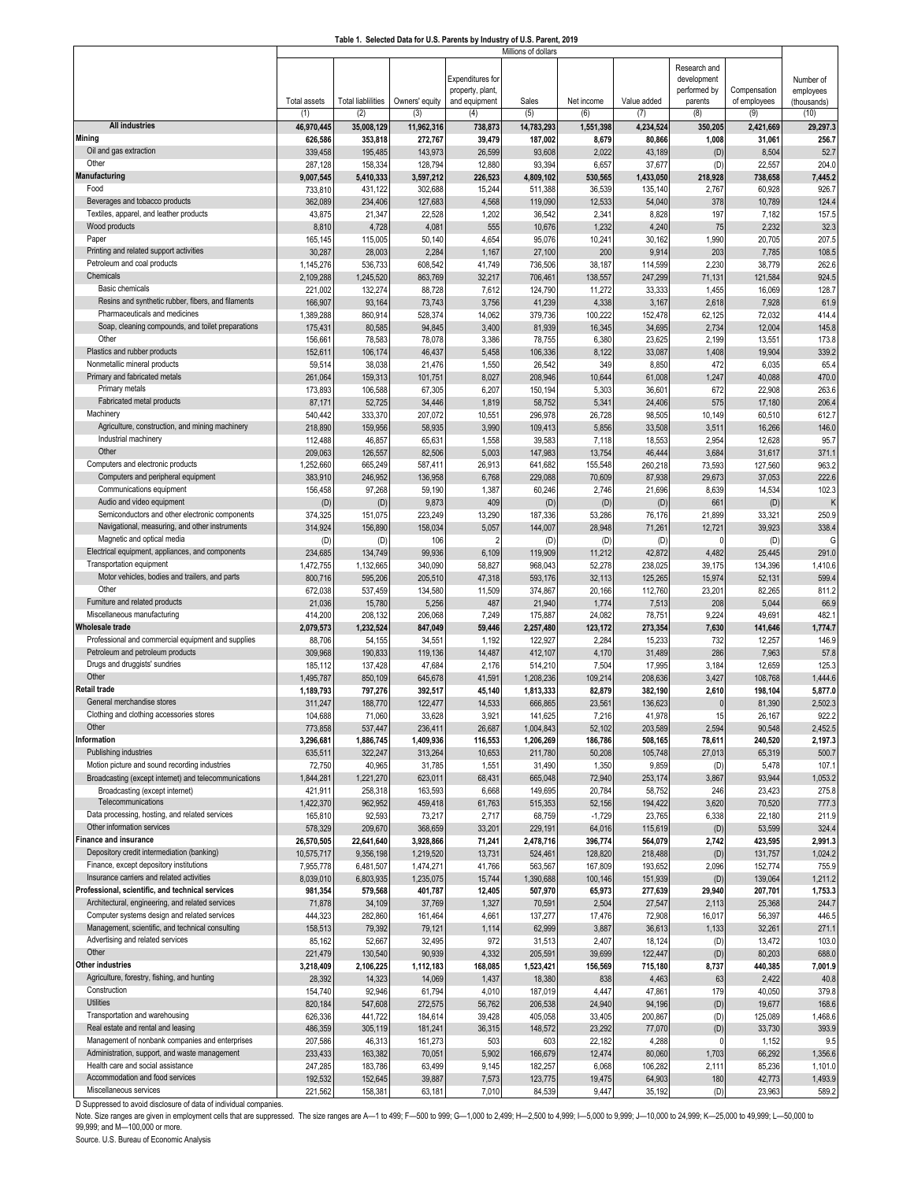**Table 1. Selected Data for U.S. Parents by Industry of U.S. Parent, 2019**

| | Millions of dollars | | | | | | | | | |
|---|---|---|---|---|---|---|---|---|---|---|
| | Total assets | Total liabilities | Owners' equity | Expenditures for property, plant, and equipment | Sales | Net income | Value added | Research and development performed by parents | Compensation of employees | Number of employees (thousands) |
| | (1) | (2) | (3) | (4) | (5) | (6) | (7) | (8) | (9) | (10) |
| **All industries** | **46,970,445** | **35,008,129** | **11,962,316** | **738,873** | **14,783,293** | **1,551,398** | **4,234,524** | **350,205** | **2,421,669** | **29,297.3** |
| **Mining** | **626,586** | **353,818** | **272,767** | **39,479** | **187,002** | **8,679** | **80,866** | **1,008** | **31,061** | **256.7** |
| Oil and gas extraction | 339,458 | 195,485 | 143,973 | 26,599 | 93,608 | 2,022 | 43,189 | (D) | 8,504 | 52.7 |
| Other | 287,128 | 158,334 | 128,794 | 12,880 | 93,394 | 6,657 | 37,677 | (D) | 22,557 | 204.0 |
| **Manufacturing** | **9,007,545** | **5,410,333** | **3,597,212** | **226,523** | **4,809,102** | **530,565** | **1,433,050** | **218,928** | **738,658** | **7,445.2** |
| Food | 733,810 | 431,122 | 302,688 | 15,244 | 511,388 | 36,539 | 135,140 | 2,767 | 60,928 | 926.7 |
| Beverages and tobacco products | 362,089 | 234,406 | 127,683 | 4,568 | 119,090 | 12,533 | 54,040 | 378 | 10,789 | 124.4 |
| Textiles, apparel, and leather products | 43,875 | 21,347 | 22,528 | 1,202 | 36,542 | 2,341 | 8,828 | 197 | 7,182 | 157.5 |
| Wood products | 8,810 | 4,728 | 4,081 | 555 | 10,676 | 1,232 | 4,240 | 75 | 2,232 | 32.3 |
| Paper | 165,145 | 115,005 | 50,140 | 4,654 | 95,076 | 10,241 | 30,162 | 1,990 | 20,705 | 207.5 |
| Printing and related support activities | 30,287 | 28,003 | 2,284 | 1,167 | 27,100 | 200 | 9,914 | 203 | 7,785 | 108.5 |
| Petroleum and coal products | 1,145,276 | 536,733 | 608,542 | 41,749 | 736,506 | 38,187 | 114,599 | 2,230 | 38,779 | 262.6 |
| Chemicals | 2,109,288 | 1,245,520 | 863,769 | 32,217 | 706,461 | 138,557 | 247,299 | 71,131 | 121,584 | 924.5 |
| Basic chemicals | 221,002 | 132,274 | 88,728 | 7,612 | 124,790 | 11,272 | 33,333 | 1,455 | 16,069 | 128.7 |
| Resins and synthetic rubber, fibers, and filaments | 166,907 | 93,164 | 73,743 | 3,756 | 41,239 | 4,338 | 3,167 | 2,618 | 7,928 | 61.9 |
| Pharmaceuticals and medicines | 1,389,288 | 860,914 | 528,374 | 14,062 | 379,736 | 100,222 | 152,478 | 62,125 | 72,032 | 414.4 |
| Soap, cleaning compounds, and toilet preparations | 175,431 | 80,585 | 94,845 | 3,400 | 81,939 | 16,345 | 34,695 | 2,734 | 12,004 | 145.8 |
| Other | 156,661 | 78,583 | 78,078 | 3,386 | 78,755 | 6,380 | 23,625 | 2,199 | 13,551 | 173.8 |
| Plastics and rubber products | 152,611 | 106,174 | 46,437 | 5,458 | 106,336 | 8,122 | 33,087 | 1,408 | 19,904 | 339.2 |
| Nonmetallic mineral products | 59,514 | 38,038 | 21,476 | 1,550 | 26,542 | 349 | 8,850 | 472 | 6,035 | 65.4 |
| Primary and fabricated metals | 261,064 | 159,313 | 101,751 | 8,027 | 208,946 | 10,644 | 61,008 | 1,247 | 40,088 | 470.0 |
| Primary metals | 173,893 | 106,588 | 67,305 | 6,207 | 150,194 | 5,303 | 36,601 | 672 | 22,908 | 263.6 |
| Fabricated metal products | 87,171 | 52,725 | 34,446 | 1,819 | 58,752 | 5,341 | 24,406 | 575 | 17,180 | 206.4 |
| Machinery | 540,442 | 333,370 | 207,072 | 10,551 | 296,978 | 26,728 | 98,505 | 10,149 | 60,510 | 612.7 |
| Agriculture, construction, and mining machinery | 218,890 | 159,956 | 58,935 | 3,990 | 109,413 | 5,856 | 33,508 | 3,511 | 16,266 | 146.0 |
| Industrial machinery | 112,488 | 46,857 | 65,631 | 1,558 | 39,583 | 7,118 | 18,553 | 2,954 | 12,628 | 95.7 |
| Other | 209,063 | 126,557 | 82,506 | 5,003 | 147,983 | 13,754 | 46,444 | 3,684 | 31,617 | 371.1 |
| Computers and electronic products | 1,252,660 | 665,249 | 587,411 | 26,913 | 641,682 | 155,548 | 260,218 | 73,593 | 127,560 | 963.2 |
| Computers and peripheral equipment | 383,910 | 246,952 | 136,958 | 6,768 | 229,088 | 70,609 | 87,938 | 29,673 | 37,053 | 222.6 |
| Communications equipment | 156,458 | 97,268 | 59,190 | 1,387 | 60,246 | 2,746 | 21,696 | 8,639 | 14,534 | 102.3 |
| Audio and video equipment | (D) | (D) | 9,873 | 409 | (D) | (D) | (D) | 661 | (D) | K |
| Semiconductors and other electronic components | 374,325 | 151,075 | 223,249 | 13,290 | 187,336 | 53,286 | 76,176 | 21,899 | 33,321 | 250.9 |
| Navigational, measuring, and other instruments | 314,924 | 156,890 | 158,034 | 5,057 | 144,007 | 28,948 | 71,261 | 12,721 | 39,923 | 338.4 |
| Magnetic and optical media | (D) | (D) | 106 | 2 | (D) | (D) | (D) | 0 | (D) | G |
| Electrical equipment, appliances, and components | 234,685 | 134,749 | 99,936 | 6,109 | 119,909 | 11,212 | 42,872 | 4,482 | 25,445 | 291.0 |
| Transportation equipment | 1,472,755 | 1,132,665 | 340,090 | 58,827 | 968,043 | 52,278 | 238,025 | 39,175 | 134,396 | 1,410.6 |
| Motor vehicles, bodies and trailers, and parts | 800,716 | 595,206 | 205,510 | 47,318 | 593,176 | 32,113 | 125,265 | 15,974 | 52,131 | 599.4 |
| Other | 672,038 | 537,459 | 134,580 | 11,509 | 374,867 | 20,166 | 112,760 | 23,201 | 82,265 | 811.2 |
| Furniture and related products | 21,036 | 15,780 | 5,256 | 487 | 21,940 | 1,774 | 7,513 | 208 | 5,044 | 66.9 |
| Miscellaneous manufacturing | 414,200 | 208,132 | 206,068 | 7,249 | 175,887 | 24,082 | 78,751 | 9,224 | 49,691 | 482.1 |
| **Wholesale trade** | **2,079,573** | **1,232,524** | **847,049** | **59,446** | **2,257,480** | **123,172** | **273,354** | **7,630** | **141,646** | **1,774.7** |
| Professional and commercial equipment and supplies | 88,706 | 54,155 | 34,551 | 1,192 | 122,927 | 2,284 | 15,233 | 732 | 12,257 | 146.9 |
| Petroleum and petroleum products | 309,968 | 190,833 | 119,136 | 14,487 | 412,107 | 4,170 | 31,489 | 286 | 7,963 | 57.8 |
| Drugs and druggists' sundries | 185,112 | 137,428 | 47,684 | 2,176 | 514,210 | 7,504 | 17,995 | 3,184 | 12,659 | 125.3 |
| Other | 1,495,787 | 850,109 | 645,678 | 41,591 | 1,208,236 | 109,214 | 208,636 | 3,427 | 108,768 | 1,444.6 |
| **Retail trade** | **1,189,793** | **797,276** | **392,517** | **45,140** | **1,813,333** | **82,879** | **382,190** | **2,610** | **198,104** | **5,877.0** |
| General merchandise stores | 311,247 | 188,770 | 122,477 | 14,533 | 666,865 | 23,561 | 136,623 | 0 | 81,390 | 2,502.3 |
| Clothing and clothing accessories stores | 104,688 | 71,060 | 33,628 | 3,921 | 141,625 | 7,216 | 41,978 | 15 | 26,167 | 922.2 |
| Other | 773,858 | 537,447 | 236,411 | 26,687 | 1,004,843 | 52,102 | 203,589 | 2,594 | 90,548 | 2,452.5 |
| **Information** | **3,296,681** | **1,886,745** | **1,409,936** | **116,553** | **1,206,269** | **186,786** | **508,165** | **78,611** | **240,520** | **2,197.3** |
| Publishing industries | 635,511 | 322,247 | 313,264 | 10,653 | 211,780 | 50,208 | 105,748 | 27,013 | 65,319 | 500.7 |
| Motion picture and sound recording industries | 72,750 | 40,965 | 31,785 | 1,551 | 31,490 | 1,350 | 9,859 | (D) | 5,478 | 107.1 |
| Broadcasting (except internet) and telecommunications | 1,844,281 | 1,221,270 | 623,011 | 68,431 | 665,048 | 72,940 | 253,174 | 3,867 | 93,944 | 1,053.2 |
| Broadcasting (except internet) | 421,911 | 258,318 | 163,593 | 6,668 | 149,695 | 20,784 | 58,752 | 246 | 23,423 | 275.8 |
| Telecommunications | 1,422,370 | 962,952 | 459,418 | 61,763 | 515,353 | 52,156 | 194,422 | 3,620 | 70,520 | 777.3 |
| Data processing, hosting, and related services | 165,810 | 92,593 | 73,217 | 2,717 | 68,759 | -1,729 | 23,765 | 6,338 | 22,180 | 211.9 |
| Other information services | 578,329 | 209,670 | 368,659 | 33,201 | 229,191 | 64,016 | 115,619 | (D) | 53,599 | 324.4 |
| **Finance and insurance** | **26,570,505** | **22,641,640** | **3,928,866** | **71,241** | **2,478,716** | **396,774** | **564,079** | **2,742** | **423,595** | **2,991.3** |
| Depository credit intermediation (banking) | 10,575,717 | 9,356,198 | 1,219,520 | 13,731 | 524,461 | 128,820 | 218,488 | (D) | 131,757 | 1,024.2 |
| Finance, except depository institutions | 7,955,778 | 6,481,507 | 1,474,271 | 41,766 | 563,567 | 167,809 | 193,652 | 2,096 | 152,774 | 755.9 |
| Insurance carriers and related activities | 8,039,010 | 6,803,935 | 1,235,075 | 15,744 | 1,390,688 | 100,146 | 151,939 | (D) | 139,064 | 1,211.2 |
| **Professional, scientific, and technical services** | **981,354** | **579,568** | **401,787** | **12,405** | **507,970** | **65,973** | **277,639** | **29,940** | **207,701** | **1,753.3** |
| Architectural, engineering, and related services | 71,878 | 34,109 | 37,769 | 1,327 | 70,591 | 2,504 | 27,547 | 2,113 | 25,368 | 244.7 |
| Computer systems design and related services | 444,323 | 282,860 | 161,464 | 4,661 | 137,277 | 17,476 | 72,908 | 16,017 | 56,397 | 446.5 |
| Management, scientific, and technical consulting | 158,513 | 79,392 | 79,121 | 1,114 | 62,999 | 3,887 | 36,613 | 1,133 | 32,261 | 271.1 |
| Advertising and related services | 85,162 | 52,667 | 32,495 | 972 | 31,513 | 2,407 | 18,124 | (D) | 13,472 | 103.0 |
| Other | 221,479 | 130,540 | 90,939 | 4,332 | 205,591 | 39,699 | 122,447 | (D) | 80,203 | 688.0 |
| **Other industries** | **3,218,409** | **2,106,225** | **1,112,183** | **168,085** | **1,523,421** | **156,569** | **715,180** | **8,737** | **440,385** | **7,001.9** |
| Agriculture, forestry, fishing, and hunting | 28,392 | 14,323 | 14,069 | 1,437 | 18,380 | 838 | 4,463 | 63 | 2,422 | 40.8 |
| Construction | 154,740 | 92,946 | 61,794 | 4,010 | 187,019 | 4,447 | 47,861 | 179 | 40,050 | 379.8 |
| Utilities | 820,184 | 547,608 | 272,575 | 56,762 | 206,538 | 24,940 | 94,196 | (D) | 19,677 | 168.6 |
| Transportation and warehousing | 626,336 | 441,722 | 184,614 | 39,428 | 405,058 | 33,405 | 200,867 | (D) | 125,089 | 1,468.6 |
| Real estate and rental and leasing | 486,359 | 305,119 | 181,241 | 36,315 | 148,572 | 23,292 | 77,070 | (D) | 33,730 | 393.9 |
| Management of nonbank companies and enterprises | 207,586 | 46,313 | 161,273 | 503 | 603 | 22,182 | 4,288 | 0 | 1,152 | 9.5 |
| Administration, support, and waste management | 233,433 | 163,382 | 70,051 | 5,902 | 166,679 | 12,474 | 80,060 | 1,703 | 66,292 | 1,356.6 |
| Health care and social assistance | 247,285 | 183,786 | 63,499 | 9,145 | 182,257 | 6,068 | 106,282 | 2,111 | 85,236 | 1,101.0 |
| Accommodation and food services | 192,532 | 152,645 | 39,887 | 7,573 | 123,775 | 19,475 | 64,903 | 180 | 42,773 | 1,493.9 |
| Miscellaneous services | 221,562 | 158,381 | 63,181 | 7,010 | 84,539 | 9,447 | 35,192 | (D) | 23,963 | 589.2 |

D Suppressed to avoid disclosure of data of individual companies.

Note. Size ranges are given in employment cells that are suppressed. The size ranges are A—1 to 499; F—500 to 999; G—1,000 to 2,499; H—2,500 to 4,999; I—5,000 to 9,999; J—10,000 to 24,999; K—25,000 to 49,999; L—50,000 to 99,999; and M—100,000 or more.

Source. U.S. Bureau of Economic Analysis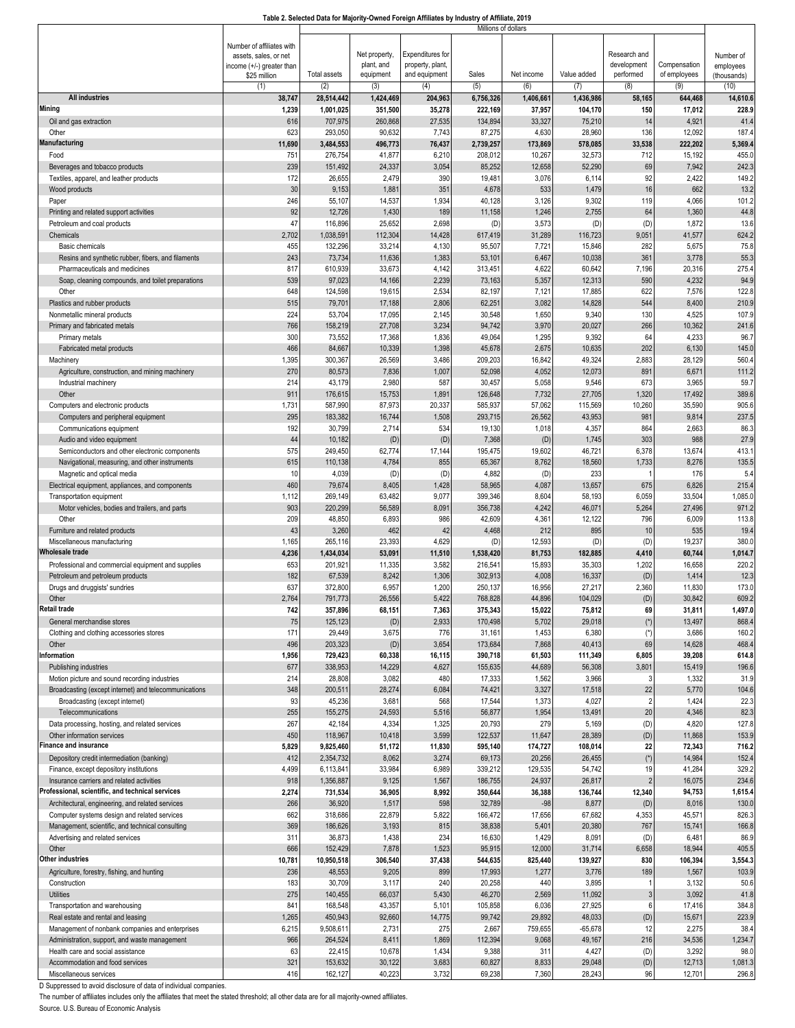**Table 2. Selected Data for Majority-Owned Foreign Affiliates by Industry of Affiliate, 2019**

| | Number of affiliates with assets, sales, or net income (+/-) greater than $25 million | Total assets | Net property, plant, and equipment | Expenditures for property, plant, and equipment | Sales | Net income | Value added | Research and development performed | Compensation of employees | Number of employees (thousands) |
|---|---|---|---|---|---|---|---|---|---|---|
| | | Millions of dollars | | | | | | | | |
| | (1) | (2) | (3) | (4) | (5) | (6) | (7) | (8) | (9) | (10) |
| **All industries** | **38,747** | **28,514,442** | **1,424,469** | **204,963** | **6,756,326** | **1,406,661** | **1,436,986** | **58,165** | **644,468** | **14,610.6** |
| **Mining** | **1,239** | **1,001,025** | **351,500** | **35,278** | **222,169** | **37,957** | **104,170** | **150** | **17,012** | **228.9** |
| Oil and gas extraction | 616 | 707,975 | 260,868 | 27,535 | 134,894 | 33,327 | 75,210 | 14 | 4,921 | 41.4 |
| Other | 623 | 293,050 | 90,632 | 7,743 | 87,275 | 4,630 | 28,960 | 136 | 12,092 | 187.4 |
| **Manufacturing** | **11,690** | **3,484,553** | **496,773** | **76,437** | **2,739,257** | **173,869** | **578,085** | **33,538** | **222,202** | **5,369.4** |
| Food | 751 | 276,754 | 41,877 | 6,210 | 208,012 | 10,267 | 32,573 | 712 | 15,192 | 455.0 |
| Beverages and tobacco products | 239 | 151,492 | 24,337 | 3,054 | 85,252 | 12,658 | 52,290 | 69 | 7,942 | 242.3 |
| Textiles, apparel, and leather products | 172 | 26,655 | 2,479 | 390 | 19,481 | 3,076 | 6,114 | 92 | 2,422 | 149.2 |
| Wood products | 30 | 9,153 | 1,881 | 351 | 4,678 | 533 | 1,479 | 16 | 662 | 13.2 |
| Paper | 246 | 55,107 | 14,537 | 1,934 | 40,128 | 3,126 | 9,302 | 119 | 4,066 | 101.2 |
| Printing and related support activities | 92 | 12,726 | 1,430 | 189 | 11,158 | 1,246 | 2,755 | 64 | 1,360 | 44.8 |
| Petroleum and coal products | 47 | 116,896 | 25,652 | 2,698 | (D) | 3,573 | (D) | (D) | 1,872 | 13.6 |
| Chemicals | 2,702 | 1,038,591 | 112,304 | 14,428 | 617,419 | 31,289 | 116,723 | 9,051 | 41,577 | 624.2 |
| Basic chemicals | 455 | 132,296 | 33,214 | 4,130 | 95,507 | 7,721 | 15,846 | 282 | 5,675 | 75.8 |
| Resins and synthetic rubber, fibers, and filaments | 243 | 73,734 | 11,636 | 1,383 | 53,101 | 6,467 | 10,038 | 361 | 3,778 | 55.3 |
| Pharmaceuticals and medicines | 817 | 610,939 | 33,673 | 4,142 | 313,451 | 4,622 | 60,642 | 7,196 | 20,316 | 275.4 |
| Soap, cleaning compounds, and toilet preparations | 539 | 97,023 | 14,166 | 2,239 | 73,163 | 5,357 | 12,313 | 590 | 4,232 | 94.9 |
| Other | 648 | 124,598 | 19,615 | 2,534 | 82,197 | 7,121 | 17,885 | 622 | 7,576 | 122.8 |
| Plastics and rubber products | 515 | 79,701 | 17,188 | 2,806 | 62,251 | 3,082 | 14,828 | 544 | 8,400 | 210.9 |
| Nonmetallic mineral products | 224 | 53,704 | 17,095 | 2,145 | 30,548 | 1,650 | 9,340 | 130 | 4,525 | 107.9 |
| Primary and fabricated metals | 766 | 158,219 | 27,708 | 3,234 | 94,742 | 3,970 | 20,027 | 266 | 10,362 | 241.6 |
| Primary metals | 300 | 73,552 | 17,368 | 1,836 | 49,064 | 1,295 | 9,392 | 64 | 4,233 | 96.7 |
| Fabricated metal products | 466 | 84,667 | 10,339 | 1,398 | 45,678 | 2,675 | 10,635 | 202 | 6,130 | 145.0 |
| Machinery | 1,395 | 300,367 | 26,569 | 3,486 | 209,203 | 16,842 | 49,324 | 2,883 | 28,129 | 560.4 |
| Agriculture, construction, and mining machinery | 270 | 80,573 | 7,836 | 1,007 | 52,098 | 4,052 | 12,073 | 891 | 6,671 | 111.2 |
| Industrial machinery | 214 | 43,179 | 2,980 | 587 | 30,457 | 5,058 | 9,546 | 673 | 3,965 | 59.7 |
| Other | 911 | 176,615 | 15,753 | 1,891 | 126,648 | 7,732 | 27,705 | 1,320 | 17,492 | 389.6 |
| Computers and electronic products | 1,731 | 587,990 | 87,973 | 20,337 | 585,937 | 57,062 | 115,569 | 10,260 | 35,590 | 905.6 |
| Computers and peripheral equipment | 295 | 183,382 | 16,744 | 1,508 | 293,715 | 26,562 | 43,953 | 981 | 9,814 | 237.5 |
| Communications equipment | 192 | 30,799 | 2,714 | 534 | 19,130 | 1,018 | 4,357 | 864 | 2,663 | 86.3 |
| Audio and video equipment | 44 | 10,182 | (D) | (D) | 7,368 | (D) | 1,745 | 303 | 988 | 27.9 |
| Semiconductors and other electronic components | 575 | 249,450 | 62,774 | 17,144 | 195,475 | 19,602 | 46,721 | 6,378 | 13,674 | 413.1 |
| Navigational, measuring, and other instruments | 615 | 110,138 | 4,784 | 855 | 65,367 | 8,762 | 18,560 | 1,733 | 8,276 | 135.5 |
| Magnetic and optical media | 10 | 4,039 | (D) | (D) | 4,882 | (D) | 233 | 1 | 176 | 5.4 |
| Electrical equipment, appliances, and components | 460 | 79,674 | 8,405 | 1,428 | 58,965 | 4,087 | 13,657 | 675 | 6,826 | 215.4 |
| Transportation equipment | 1,112 | 269,149 | 63,482 | 9,077 | 399,346 | 8,604 | 58,193 | 6,059 | 33,504 | 1,085.0 |
| Motor vehicles, bodies and trailers, and parts | 903 | 220,299 | 56,589 | 8,091 | 356,738 | 4,242 | 46,071 | 5,264 | 27,496 | 971.2 |
| Other | 209 | 48,850 | 6,893 | 986 | 42,609 | 4,361 | 12,122 | 796 | 6,009 | 113.8 |
| Furniture and related products | 43 | 3,260 | 462 | 42 | 4,468 | 212 | 895 | 10 | 535 | 19.4 |
| Miscellaneous manufacturing | 1,165 | 265,116 | 23,393 | 4,629 | (D) | 12,593 | (D) | (D) | 19,237 | 380.0 |
| **Wholesale trade** | **4,236** | **1,434,034** | **53,091** | **11,510** | **1,538,420** | **81,753** | **182,885** | **4,410** | **60,744** | **1,014.7** |
| Professional and commercial equipment and supplies | 653 | 201,921 | 11,335 | 3,582 | 216,541 | 15,893 | 35,303 | 1,202 | 16,658 | 220.2 |
| Petroleum and petroleum products | 182 | 67,539 | 8,242 | 1,306 | 302,913 | 4,008 | 16,337 | (D) | 1,414 | 12.3 |
| Drugs and druggists' sundries | 637 | 372,800 | 6,957 | 1,200 | 250,137 | 16,956 | 27,217 | 2,360 | 11,830 | 173.0 |
| Other | 2,764 | 791,773 | 26,556 | 5,422 | 768,828 | 44,896 | 104,029 | (D) | 30,842 | 609.2 |
| **Retail trade** | **742** | **357,896** | **68,151** | **7,363** | **375,343** | **15,022** | **75,812** | **69** | **31,811** | **1,497.0** |
| General merchandise stores | 75 | 125,123 | (D) | 2,933 | 170,498 | 5,702 | 29,018 | (*) | 13,497 | 868.4 |
| Clothing and clothing accessories stores | 171 | 29,449 | 3,675 | 776 | 31,161 | 1,453 | 6,380 | (*) | 3,686 | 160.2 |
| Other | 496 | 203,323 | (D) | 3,654 | 173,684 | 7,868 | 40,413 | 69 | 14,628 | 468.4 |
| **Information** | **1,956** | **729,423** | **60,338** | **16,115** | **390,718** | **61,503** | **111,349** | **6,805** | **39,208** | **614.8** |
| Publishing industries | 677 | 338,953 | 14,229 | 4,627 | 155,635 | 44,689 | 56,308 | 3,801 | 15,419 | 196.6 |
| Motion picture and sound recording industries | 214 | 28,808 | 3,082 | 480 | 17,333 | 1,562 | 3,966 | 3 | 1,332 | 31.9 |
| Broadcasting (except internet) and telecommunications | 348 | 200,511 | 28,274 | 6,084 | 74,421 | 3,327 | 17,518 | 22 | 5,770 | 104.6 |
| Broadcasting (except internet) | 93 | 45,236 | 3,681 | 568 | 17,544 | 1,373 | 4,027 | 2 | 1,424 | 22.3 |
| Telecommunications | 255 | 155,275 | 24,593 | 5,516 | 56,877 | 1,954 | 13,491 | 20 | 4,346 | 82.3 |
| Data processing, hosting, and related services | 267 | 42,184 | 4,334 | 1,325 | 20,793 | 279 | 5,169 | (D) | 4,820 | 127.8 |
| Other information services | 450 | 118,967 | 10,418 | 3,599 | 122,537 | 11,647 | 28,389 | (D) | 11,868 | 153.9 |
| **Finance and insurance** | **5,829** | **9,825,460** | **51,172** | **11,830** | **595,140** | **174,727** | **108,014** | **22** | **72,343** | **716.2** |
| Depository credit intermediation (banking) | 412 | 2,354,732 | 8,062 | 3,274 | 69,173 | 20,256 | 26,455 | (*) | 14,984 | 152.4 |
| Finance, except depository institutions | 4,499 | 6,113,841 | 33,984 | 6,989 | 339,212 | 129,535 | 54,742 | 19 | 41,284 | 329.2 |
| Insurance carriers and related activities | 918 | 1,356,887 | 9,125 | 1,567 | 186,755 | 24,937 | 26,817 | 2 | 16,075 | 234.6 |
| **Professional, scientific, and technical services** | **2,274** | **731,534** | **36,905** | **8,992** | **350,644** | **36,388** | **136,744** | **12,340** | **94,753** | **1,615.4** |
| Architectural, engineering, and related services | 266 | 36,920 | 1,517 | 598 | 32,789 | -98 | 8,877 | (D) | 8,016 | 130.0 |
| Computer systems design and related services | 662 | 318,686 | 22,879 | 5,822 | 166,472 | 17,656 | 67,682 | 4,353 | 45,571 | 826.3 |
| Management, scientific, and technical consulting | 369 | 186,626 | 3,193 | 815 | 38,838 | 5,401 | 20,380 | 767 | 15,741 | 166.8 |
| Advertising and related services | 311 | 36,873 | 1,438 | 234 | 16,630 | 1,429 | 8,091 | (D) | 6,481 | 86.9 |
| Other | 666 | 152,429 | 7,878 | 1,523 | 95,915 | 12,000 | 31,714 | 6,658 | 18,944 | 405.5 |
| **Other industries** | **10,781** | **10,950,518** | **306,540** | **37,438** | **544,635** | **825,440** | **139,927** | **830** | **106,394** | **3,554.3** |
| Agriculture, forestry, fishing, and hunting | 236 | 48,553 | 9,205 | 899 | 17,993 | 1,277 | 3,776 | 189 | 1,567 | 103.9 |
| Construction | 183 | 30,709 | 3,117 | 240 | 20,258 | 440 | 3,895 | 1 | 3,132 | 50.6 |
| Utilities | 275 | 140,455 | 66,037 | 5,430 | 46,270 | 2,569 | 11,092 | 3 | 3,092 | 41.8 |
| Transportation and warehousing | 841 | 168,548 | 43,357 | 5,101 | 105,858 | 6,036 | 27,925 | 6 | 17,416 | 384.8 |
| Real estate and rental and leasing | 1,265 | 450,943 | 92,660 | 14,775 | 99,742 | 29,892 | 48,033 | (D) | 15,671 | 223.9 |
| Management of nonbank companies and enterprises | 6,215 | 9,508,611 | 2,731 | 275 | 2,667 | 759,655 | -65,678 | 12 | 2,275 | 38.4 |
| Administration, support, and waste management | 966 | 264,524 | 8,411 | 1,869 | 112,394 | 9,068 | 49,167 | 216 | 34,536 | 1,234.7 |
| Health care and social assistance | 63 | 22,415 | 10,678 | 1,434 | 9,388 | 311 | 4,427 | (D) | 3,292 | 98.0 |
| Accommodation and food services | 321 | 153,632 | 30,122 | 3,683 | 60,827 | 8,833 | 29,048 | (D) | 12,713 | 1,081.3 |
| Miscellaneous services | 416 | 162,127 | 40,223 | 3,732 | 69,238 | 7,360 | 28,243 | 96 | 12,701 | 296.8 |

D Suppressed to avoid disclosure of data of individual companies.

The number of affiliates includes only the affiliates that meet the stated threshold; all other data are for all majority-owned affiliates.

Source. U.S. Bureau of Economic Analysis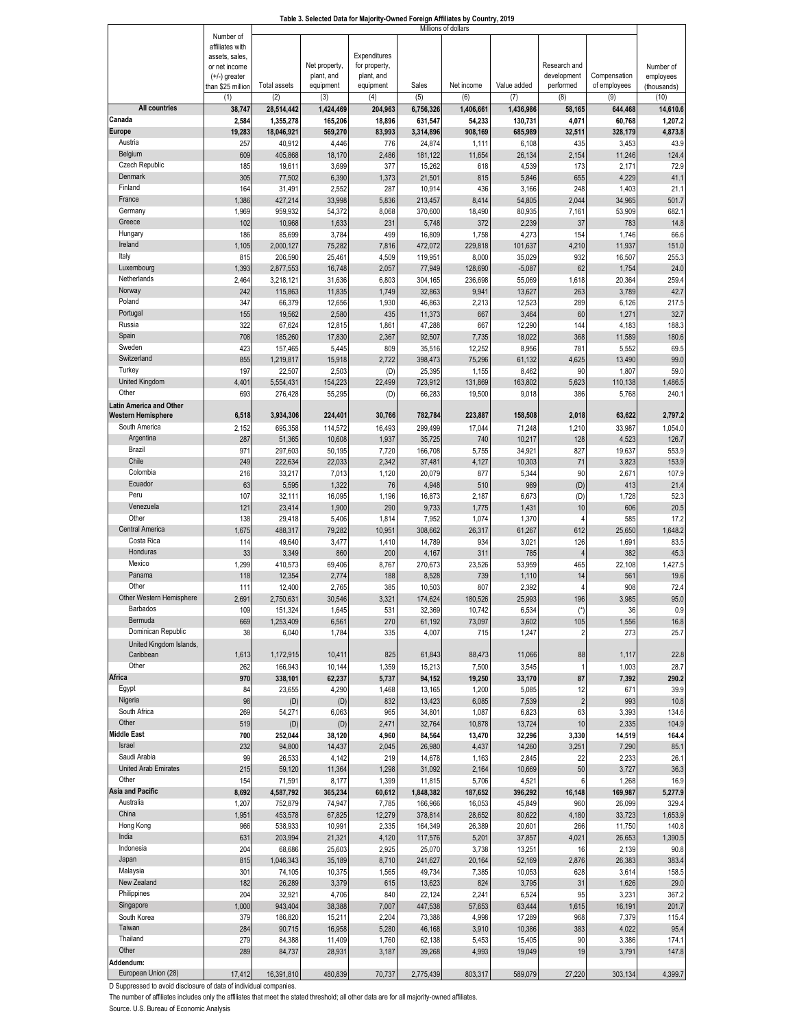**Table 3. Selected Data for Majority-Owned Foreign Affiliates by Country, 2019**

| | Number of affiliates with assets, sales, or net income (+/-) greater than $25 million | Millions of dollars | | | | | | | | Number of employees (thousands) |
|---|---|---|---|---|---|---|---|---|---|---|
| | | Total assets | Net property, plant, and equipment | Expenditures for property, plant, and equipment | Sales | Net income | Value added | Research and development performed | Compensation of employees | |
| | (1) | (2) | (3) | (4) | (5) | (6) | (7) | (8) | (9) | (10) |
| **All countries** | **38,747** | **28,514,442** | **1,424,469** | **204,963** | **6,756,326** | **1,406,661** | **1,436,986** | **58,165** | **644,468** | **14,610.6** |
| **Canada** | **2,584** | **1,355,278** | **165,206** | **18,896** | **631,547** | **54,233** | **130,731** | **4,071** | **60,768** | **1,207.2** |
| **Europe** | **19,283** | **18,046,921** | **569,270** | **83,993** | **3,314,896** | **908,169** | **685,989** | **32,511** | **328,179** | **4,873.8** |
| Austria | 257 | 40,912 | 4,446 | 776 | 24,874 | 1,111 | 6,108 | 435 | 3,453 | 43.9 |
| Belgium | 609 | 405,868 | 18,170 | 2,486 | 181,122 | 11,654 | 26,134 | 2,154 | 11,246 | 124.4 |
| Czech Republic | 185 | 19,611 | 3,699 | 377 | 15,262 | 618 | 4,539 | 173 | 2,171 | 72.9 |
| Denmark | 305 | 77,502 | 6,390 | 1,373 | 21,501 | 815 | 5,846 | 655 | 4,229 | 41.1 |
| Finland | 164 | 31,491 | 2,552 | 287 | 10,914 | 436 | 3,166 | 248 | 1,403 | 21.1 |
| France | 1,386 | 427,214 | 33,998 | 5,836 | 213,457 | 8,414 | 54,805 | 2,044 | 34,965 | 501.7 |
| Germany | 1,969 | 959,932 | 54,372 | 8,068 | 370,600 | 18,490 | 80,935 | 7,161 | 53,909 | 682.1 |
| Greece | 102 | 10,968 | 1,633 | 231 | 5,748 | 372 | 2,239 | 37 | 783 | 14.8 |
| Hungary | 186 | 85,699 | 3,784 | 499 | 16,809 | 1,758 | 4,273 | 154 | 1,746 | 66.6 |
| Ireland | 1,105 | 2,000,127 | 75,282 | 7,816 | 472,072 | 229,818 | 101,637 | 4,210 | 11,937 | 151.0 |
| Italy | 815 | 206,590 | 25,461 | 4,509 | 119,951 | 8,000 | 35,029 | 932 | 16,507 | 255.3 |
| Luxembourg | 1,393 | 2,877,553 | 16,748 | 2,057 | 77,949 | 128,690 | -5,087 | 62 | 1,754 | 24.0 |
| Netherlands | 2,464 | 3,218,121 | 31,636 | 6,803 | 304,165 | 236,698 | 55,069 | 1,618 | 20,364 | 259.4 |
| Norway | 242 | 115,863 | 11,835 | 1,749 | 32,863 | 9,941 | 13,627 | 263 | 3,789 | 42.7 |
| Poland | 347 | 66,379 | 12,656 | 1,930 | 46,863 | 2,213 | 12,523 | 289 | 6,126 | 217.5 |
| Portugal | 155 | 19,562 | 2,580 | 435 | 11,373 | 667 | 3,464 | 60 | 1,271 | 32.7 |
| Russia | 322 | 67,624 | 12,815 | 1,861 | 47,288 | 667 | 12,290 | 144 | 4,183 | 188.3 |
| Spain | 708 | 185,260 | 17,830 | 2,367 | 92,507 | 7,735 | 18,022 | 368 | 11,589 | 180.6 |
| Sweden | 423 | 157,465 | 5,445 | 809 | 35,516 | 12,252 | 8,956 | 781 | 5,552 | 69.5 |
| Switzerland | 855 | 1,219,817 | 15,918 | 2,722 | 398,473 | 75,296 | 61,132 | 4,625 | 13,490 | 99.0 |
| Turkey | 197 | 22,507 | 2,503 | (D) | 25,395 | 1,155 | 8,462 | 90 | 1,807 | 59.0 |
| United Kingdom | 4,401 | 5,554,431 | 154,223 | 22,499 | 723,912 | 131,869 | 163,802 | 5,623 | 110,138 | 1,486.5 |
| Other | 693 | 276,428 | 55,295 | (D) | 66,283 | 19,500 | 9,018 | 386 | 5,768 | 240.1 |
| **Latin America and Other Western Hemisphere** | **6,518** | **3,934,306** | **224,401** | **30,766** | **782,784** | **223,887** | **158,508** | **2,018** | **63,622** | **2,797.2** |
| South America | 2,152 | 695,358 | 114,572 | 16,493 | 299,499 | 17,044 | 71,248 | 1,210 | 33,987 | 1,054.0 |
| Argentina | 287 | 51,365 | 10,608 | 1,937 | 35,725 | 740 | 10,217 | 128 | 4,523 | 126.7 |
| Brazil | 971 | 297,603 | 50,195 | 7,720 | 166,708 | 5,755 | 34,921 | 827 | 19,637 | 553.9 |
| Chile | 249 | 222,634 | 22,033 | 2,342 | 37,481 | 4,127 | 10,303 | 71 | 3,823 | 153.9 |
| Colombia | 216 | 33,217 | 7,013 | 1,120 | 20,079 | 877 | 5,344 | 90 | 2,671 | 107.9 |
| Ecuador | 63 | 5,595 | 1,322 | 76 | 4,948 | 510 | 989 | (D) | 413 | 21.4 |
| Peru | 107 | 32,111 | 16,095 | 1,196 | 16,873 | 2,187 | 6,673 | (D) | 1,728 | 52.3 |
| Venezuela | 121 | 23,414 | 1,900 | 290 | 9,733 | 1,775 | 1,431 | 10 | 606 | 20.5 |
| Other | 138 | 29,418 | 5,406 | 1,814 | 7,952 | 1,074 | 1,370 | 4 | 585 | 17.2 |
| Central America | 1,675 | 488,317 | 79,282 | 10,951 | 308,662 | 26,317 | 61,267 | 612 | 25,650 | 1,648.2 |
| Costa Rica | 114 | 49,640 | 3,477 | 1,410 | 14,789 | 934 | 3,021 | 126 | 1,691 | 83.5 |
| Honduras | 33 | 3,349 | 860 | 200 | 4,167 | 311 | 785 | 4 | 382 | 45.3 |
| Mexico | 1,299 | 410,573 | 69,406 | 8,767 | 270,673 | 23,526 | 53,959 | 465 | 22,108 | 1,427.5 |
| Panama | 118 | 12,354 | 2,774 | 188 | 8,528 | 739 | 1,110 | 14 | 561 | 19.6 |
| Other | 111 | 12,400 | 2,765 | 385 | 10,503 | 807 | 2,392 | 4 | 908 | 72.4 |
| Other Western Hemisphere | 2,691 | 2,750,631 | 30,546 | 3,321 | 174,624 | 180,526 | 25,993 | 196 | 3,985 | 95.0 |
| Barbados | 109 | 151,324 | 1,645 | 531 | 32,369 | 10,742 | 6,534 | (*) | 36 | 0.9 |
| Bermuda | 669 | 1,253,409 | 6,561 | 270 | 61,192 | 73,097 | 3,602 | 105 | 1,556 | 16.8 |
| Dominican Republic | 38 | 6,040 | 1,784 | 335 | 4,007 | 715 | 1,247 | 2 | 273 | 25.7 |
| United Kingdom Islands, Caribbean | 1,613 | 1,172,915 | 10,411 | 825 | 61,843 | 88,473 | 11,066 | 88 | 1,117 | 22.8 |
| Other | 262 | 166,943 | 10,144 | 1,359 | 15,213 | 7,500 | 3,545 | 1 | 1,003 | 28.7 |
| **Africa** | **970** | **338,101** | **62,237** | **5,737** | **94,152** | **19,250** | **33,170** | **87** | **7,392** | **290.2** |
| Egypt | 84 | 23,655 | 4,290 | 1,468 | 13,165 | 1,200 | 5,085 | 12 | 671 | 39.9 |
| Nigeria | 98 | (D) | (D) | 832 | 13,423 | 6,085 | 7,539 | 2 | 993 | 10.8 |
| South Africa | 269 | 54,271 | 6,063 | 965 | 34,801 | 1,087 | 6,823 | 63 | 3,393 | 134.6 |
| Other | 519 | (D) | (D) | 2,471 | 32,764 | 10,878 | 13,724 | 10 | 2,335 | 104.9 |
| **Middle East** | **700** | **252,044** | **38,120** | **4,960** | **84,564** | **13,470** | **32,296** | **3,330** | **14,519** | **164.4** |
| Israel | 232 | 94,800 | 14,437 | 2,045 | 26,980 | 4,437 | 14,260 | 3,251 | 7,290 | 85.1 |
| Saudi Arabia | 99 | 26,533 | 4,142 | 219 | 14,678 | 1,163 | 2,845 | 22 | 2,233 | 26.1 |
| United Arab Emirates | 215 | 59,120 | 11,364 | 1,298 | 31,092 | 2,164 | 10,669 | 50 | 3,727 | 36.3 |
| Other | 154 | 71,591 | 8,177 | 1,399 | 11,815 | 5,706 | 4,521 | 6 | 1,268 | 16.9 |
| **Asia and Pacific** | **8,692** | **4,587,792** | **365,234** | **60,612** | **1,848,382** | **187,652** | **396,292** | **16,148** | **169,987** | **5,277.9** |
| Australia | 1,207 | 752,879 | 74,947 | 7,785 | 166,966 | 16,053 | 45,849 | 960 | 26,099 | 329.4 |
| China | 1,951 | 453,578 | 67,825 | 12,279 | 378,814 | 28,652 | 80,622 | 4,180 | 33,723 | 1,653.9 |
| Hong Kong | 966 | 538,933 | 10,991 | 2,335 | 164,349 | 26,389 | 20,601 | 266 | 11,750 | 140.8 |
| India | 631 | 203,994 | 21,321 | 4,120 | 117,576 | 5,201 | 37,857 | 4,021 | 26,653 | 1,390.5 |
| Indonesia | 204 | 68,686 | 25,603 | 2,925 | 25,070 | 3,738 | 13,251 | 16 | 2,139 | 90.8 |
| Japan | 815 | 1,046,343 | 35,189 | 8,710 | 241,627 | 20,164 | 52,169 | 2,876 | 26,383 | 383.4 |
| Malaysia | 301 | 74,105 | 10,375 | 1,565 | 49,734 | 7,385 | 10,053 | 628 | 3,614 | 158.5 |
| New Zealand | 182 | 26,289 | 3,379 | 615 | 13,623 | 824 | 3,795 | 31 | 1,626 | 29.0 |
| Philippines | 204 | 32,921 | 4,706 | 840 | 22,124 | 2,241 | 6,524 | 95 | 3,231 | 367.2 |
| Singapore | 1,000 | 943,404 | 38,388 | 7,007 | 447,538 | 57,653 | 63,444 | 1,615 | 16,191 | 201.7 |
| South Korea | 379 | 186,820 | 15,211 | 2,204 | 73,388 | 4,998 | 17,289 | 968 | 7,379 | 115.4 |
| Taiwan | 284 | 90,715 | 16,958 | 5,280 | 46,168 | 3,910 | 10,386 | 383 | 4,022 | 95.4 |
| Thailand | 279 | 84,388 | 11,409 | 1,760 | 62,138 | 5,453 | 15,405 | 90 | 3,386 | 174.1 |
| Other | 289 | 84,737 | 28,931 | 3,187 | 39,268 | 4,993 | 19,049 | 19 | 3,791 | 147.8 |
| **Addendum:** | | | | | | | | | | |
| European Union (28) | 17,412 | 16,391,810 | 480,839 | 70,737 | 2,775,439 | 803,317 | 589,079 | 27,220 | 303,134 | 4,399.7 |

D Suppressed to avoid disclosure of data of individual companies.

The number of affiliates includes only the affiliates that meet the stated threshold; all other data are for all majority-owned affiliates.

Source. U.S. Bureau of Economic Analysis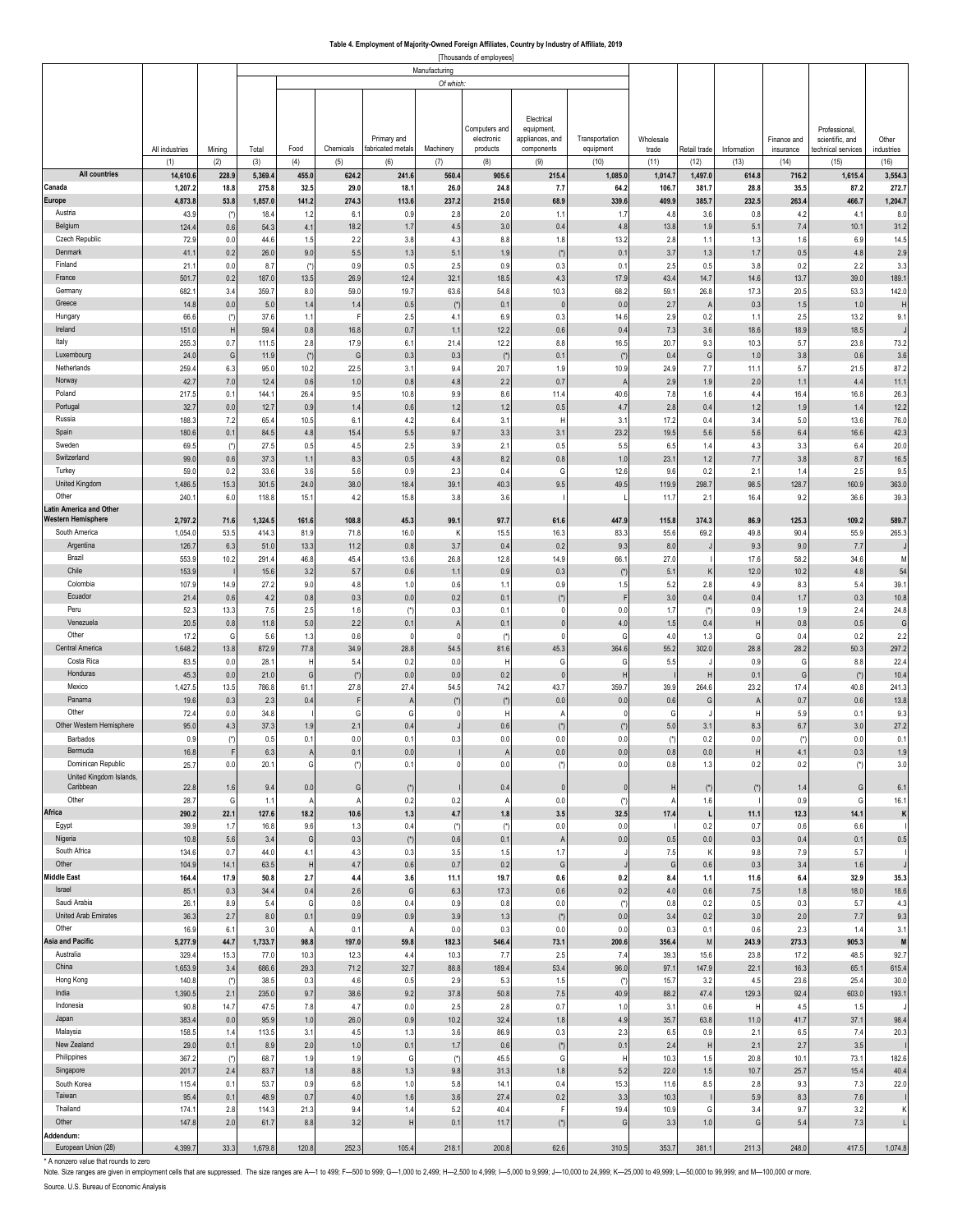**Table 4. Employment of Majority-Owned Foreign Affiliates, Country by Industry of Affiliate, 2019**

[Thousands of employees]

| | All industries | Mining | Manufacturing: Total | Of which: Food | Of which: Chemicals | Of which: Primary and fabricated metals | Of which: Machinery | Of which: Computers and electronic products | Of which: Electrical equipment, appliances, and components | Of which: Transportation equipment | Wholesale trade | Retail trade | Information | Finance and insurance | Professional, scientific, and technical services | Other industries |
|---|---|---|---|---|---|---|---|---|---|---|---|---|---|---|---|---|
| | (1) | (2) | (3) | (4) | (5) | (6) | (7) | (8) | (9) | (10) | (11) | (12) | (13) | (14) | (15) | (16) |
| **All countries** | **14,610.6** | **228.9** | **5,369.4** | **455.0** | **624.2** | **241.6** | **560.4** | **905.6** | **215.4** | **1,085.0** | **1,014.7** | **1,497.0** | **614.8** | **716.2** | **1,615.4** | **3,554.3** |
| **Canada** | **1,207.2** | **18.8** | **275.8** | **32.5** | **29.0** | **18.1** | **26.0** | **24.8** | **7.7** | **64.2** | **106.7** | **381.7** | **28.8** | **35.5** | **87.2** | **272.7** |
| **Europe** | **4,873.8** | **53.8** | **1,857.0** | **141.2** | **274.3** | **113.6** | **237.2** | **215.0** | **68.9** | **339.6** | **409.9** | **385.7** | **232.5** | **263.4** | **466.7** | **1,204.7** |
| Austria | 43.9 | (*) | 18.4 | 1.2 | 6.1 | 0.9 | 2.8 | 2.0 | 1.1 | 1.7 | 4.8 | 3.6 | 0.8 | 4.2 | 4.1 | 8.0 |
| Belgium | 124.4 | 0.6 | 54.3 | 4.1 | 18.2 | 1.7 | 4.5 | 3.0 | 0.4 | 4.8 | 13.8 | 1.9 | 5.1 | 7.4 | 10.1 | 31.2 |
| Czech Republic | 72.9 | 0.0 | 44.6 | 1.5 | 2.2 | 3.8 | 4.3 | 8.8 | 1.8 | 13.2 | 2.8 | 1.1 | 1.3 | 1.6 | 6.9 | 14.5 |
| Denmark | 41.1 | 0.2 | 26.0 | 9.0 | 5.5 | 1.3 | 5.1 | 1.9 | (*) | 0.1 | 3.7 | 1.3 | 1.7 | 0.5 | 4.8 | 2.9 |
| Finland | 21.1 | 0.0 | 8.7 | (*) | 0.9 | 0.5 | 2.5 | 0.9 | 0.3 | 0.1 | 2.5 | 0.5 | 3.8 | 0.2 | 2.2 | 3.3 |
| France | 501.7 | 0.2 | 187.0 | 13.5 | 26.9 | 12.4 | 32.1 | 18.5 | 4.3 | 17.9 | 43.4 | 14.7 | 14.6 | 13.7 | 39.0 | 189.1 |
| Germany | 682.1 | 3.4 | 359.7 | 8.0 | 59.0 | 19.7 | 63.6 | 54.8 | 10.3 | 68.2 | 59.1 | 26.8 | 17.3 | 20.5 | 53.3 | 142.0 |
| Greece | 14.8 | 0.0 | 5.0 | 1.4 | 1.4 | 0.5 | (*) | 0.1 | 0 | 0.0 | 2.7 | A | 0.3 | 1.5 | 1.0 | H |
| Hungary | 66.6 | (*) | 37.6 | 1.1 | F | 2.5 | 4.1 | 6.9 | 0.3 | 14.6 | 2.9 | 0.2 | 1.1 | 2.5 | 13.2 | 9.1 |
| Ireland | 151.0 | H | 59.4 | 0.8 | 16.8 | 0.7 | 1.1 | 12.2 | 0.6 | 0.4 | 7.3 | 3.6 | 18.6 | 18.9 | 18.5 | J |
| Italy | 255.3 | 0.7 | 111.5 | 2.8 | 17.9 | 6.1 | 21.4 | 12.2 | 8.8 | 16.5 | 20.7 | 9.3 | 10.3 | 5.7 | 23.8 | 73.2 |
| Luxembourg | 24.0 | G | 11.9 | (*) | G | 0.3 | 0.3 | (*) | 0.1 | (*) | 0.4 | G | 1.0 | 3.8 | 0.6 | 3.6 |
| Netherlands | 259.4 | 6.3 | 95.0 | 10.2 | 22.5 | 3.1 | 9.4 | 20.7 | 1.9 | 10.9 | 24.9 | 7.7 | 11.1 | 5.7 | 21.5 | 87.2 |
| Norway | 42.7 | 7.0 | 12.4 | 0.6 | 1.0 | 0.8 | 4.8 | 2.2 | 0.7 | A | 2.9 | 1.9 | 2.0 | 1.1 | 4.4 | 11.1 |
| Poland | 217.5 | 0.1 | 144.1 | 26.4 | 9.5 | 10.8 | 9.9 | 8.6 | 11.4 | 40.6 | 7.8 | 1.6 | 4.4 | 16.4 | 16.8 | 26.3 |
| Portugal | 32.7 | 0.0 | 12.7 | 0.9 | 1.4 | 0.6 | 1.2 | 1.2 | 0.5 | 4.7 | 2.8 | 0.4 | 1.2 | 1.9 | 1.4 | 12.2 |
| Russia | 188.3 | 7.2 | 65.4 | 10.5 | 6.1 | 4.2 | 6.4 | 3.1 | H | 3.1 | 17.2 | 0.4 | 3.4 | 5.0 | 13.6 | 76.0 |
| Spain | 180.6 | 0.1 | 84.5 | 4.8 | 15.4 | 5.5 | 9.7 | 3.3 | 3.1 | 23.2 | 19.5 | 5.6 | 5.6 | 6.4 | 16.6 | 42.3 |
| Sweden | 69.5 | (*) | 27.5 | 0.5 | 4.5 | 2.5 | 3.9 | 2.1 | 0.5 | 5.5 | 6.5 | 1.4 | 4.3 | 3.3 | 6.4 | 20.0 |
| Switzerland | 99.0 | 0.6 | 37.3 | 1.1 | 8.3 | 0.5 | 4.8 | 8.2 | 0.8 | 1.0 | 23.1 | 1.2 | 7.7 | 3.8 | 8.7 | 16.5 |
| Turkey | 59.0 | 0.2 | 33.6 | 3.6 | 5.6 | 0.9 | 2.3 | 0.4 | G | 12.6 | 9.6 | 0.2 | 2.1 | 1.4 | 2.5 | 9.5 |
| United Kingdom | 1,486.5 | 15.3 | 301.5 | 24.0 | 38.0 | 18.4 | 39.1 | 40.3 | 9.5 | 49.5 | 119.9 | 298.7 | 98.5 | 128.7 | 160.9 | 363.0 |
| Other | 240.1 | 6.0 | 118.8 | 15.1 | 4.2 | 15.8 | 3.8 | 3.6 | I | L | 11.7 | 2.1 | 16.4 | 9.2 | 36.6 | 39.3 |
| **Latin America and Other Western Hemisphere** | **2,797.2** | **71.6** | **1,324.5** | **161.6** | **108.8** | **45.3** | **99.1** | **97.7** | **61.6** | **447.9** | **115.8** | **374.3** | **86.9** | **125.3** | **109.2** | **589.7** |
| South America | 1,054.0 | 53.5 | 414.3 | 81.9 | 71.8 | 16.0 | K | 15.5 | 16.3 | 83.3 | 55.6 | 69.2 | 49.8 | 90.4 | 55.9 | 265.3 |
| Argentina | 126.7 | 6.3 | 51.0 | 13.3 | 11.2 | 0.8 | 3.7 | 0.4 | 0.2 | 9.3 | 8.0 | J | 9.3 | 9.0 | 7.7 | J |
| Brazil | 553.9 | 10.2 | 291.4 | 46.8 | 45.4 | 13.6 | 26.8 | 12.8 | 14.9 | 66.1 | 27.0 | I | 17.6 | 58.2 | 34.6 | M |
| Chile | 153.9 | I | 15.6 | 3.2 | 5.7 | 0.6 | 1.1 | 0.9 | 0.3 | (*) | 5.1 | K | 12.0 | 10.2 | 4.8 | 54 |
| Colombia | 107.9 | 14.9 | 27.2 | 9.0 | 4.8 | 1.0 | 0.6 | 1.1 | 0.9 | 1.5 | 5.2 | 2.8 | 4.9 | 8.3 | 5.4 | 39.1 |
| Ecuador | 21.4 | 0.6 | 4.2 | 0.8 | 0.3 | 0.0 | 0.2 | 0.1 | (*) | F | 3.0 | 0.4 | 0.4 | 1.7 | 0.3 | 10.8 |
| Peru | 52.3 | 13.3 | 7.5 | 2.5 | 1.6 | (*) | 0.3 | 0.1 | 0 | 0.0 | 1.7 | (*) | 0.9 | 1.9 | 2.4 | 24.8 |
| Venezuela | 20.5 | 0.8 | 11.8 | 5.0 | 2.2 | 0.1 | A | 0.1 | 0 | 4.0 | 1.5 | 0.4 | H | 0.8 | 0.5 | G |
| Other | 17.2 | G | 5.6 | 1.3 | 0.6 | 0 | 0 | (*) | 0 | G | 4.0 | 1.3 | G | 0.4 | 0.2 | 2.2 |
| Central America | 1,648.2 | 13.8 | 872.9 | 77.8 | 34.9 | 28.8 | 54.5 | 81.6 | 45.3 | 364.6 | 55.2 | 302.0 | 28.8 | 28.2 | 50.3 | 297.2 |
| Costa Rica | 83.5 | 0.0 | 28.1 | H | 5.4 | 0.2 | 0.0 | H | G | G | 5.5 | J | 0.9 | G | 8.8 | 22.4 |
| Honduras | 45.3 | 0.0 | 21.0 | G | (*) | 0.0 | 0.0 | 0.2 | 0 | H | I | H | 0.1 | G | (*) | 10.4 |
| Mexico | 1,427.5 | 13.5 | 786.8 | 61.1 | 27.8 | 27.4 | 54.5 | 74.2 | 43.7 | 359.7 | 39.9 | 264.6 | 23.2 | 17.4 | 40.8 | 241.3 |
| Panama | 19.6 | 0.3 | 2.3 | 0.4 | F | A | (*) | (*) | 0.0 | 0.0 | 0.6 | G | A | 0.7 | 0.6 | 13.8 |
| Other | 72.4 | 0.0 | 34.8 | I | G | G | 0 | H | A | 0 | G | J | H | 5.9 | 0.1 | 9.3 |
| Other Western Hemisphere | 95.0 | 4.3 | 37.3 | 1.9 | 2.1 | 0.4 | J | 0.6 | (*) | (*) | 5.0 | 3.1 | 8.3 | 6.7 | 3.0 | 27.2 |
| Barbados | 0.9 | (*) | 0.5 | 0.1 | 0.0 | 0.1 | 0.3 | 0.0 | 0.0 | 0.0 | (*) | 0.2 | 0.0 | (*) | 0.0 | 0.1 |
| Bermuda | 16.8 | F | 6.3 | A | 0.1 | 0.0 | I | A | 0.0 | 0.0 | 0.8 | 0.0 | H | 4.1 | 0.3 | 1.9 |
| Dominican Republic | 25.7 | 0.0 | 20.1 | G | (*) | 0.1 | 0 | 0.0 | (*) | 0.0 | 0.8 | 1.3 | 0.2 | 0.2 | (*) | 3.0 |
| United Kingdom Islands, Caribbean | 22.8 | 1.6 | 9.4 | 0.0 | G | (*) | I | 0.4 | 0 | 0 | H | (*) | (*) | 1.4 | G | 6.1 |
| Other | 28.7 | G | 1.1 | A | A | 0.2 | 0.2 | A | 0.0 | (*) | A | 1.6 | I | 0.9 | G | 16.1 |
| **Africa** | **290.2** | **22.1** | **127.6** | **18.2** | **10.6** | **1.3** | **4.7** | **1.8** | **3.5** | **32.5** | **17.4** | **L** | **11.1** | **12.3** | **14.1** | **K** |
| Egypt | 39.9 | 1.7 | 16.8 | 9.6 | 1.3 | 0.4 | (*) | (*) | 0.0 | 0.0 | I | 0.2 | 0.7 | 0.6 | 6.6 | I |
| Nigeria | 10.8 | 5.6 | 3.4 | G | 0.3 | (*) | 0.6 | 0.1 | A | 0.0 | 0.5 | 0.0 | 0.3 | 0.4 | 0.1 | 0.5 |
| South Africa | 134.6 | 0.7 | 44.0 | 4.1 | 4.3 | 0.3 | 3.5 | 1.5 | 1.7 | J | 7.5 | K | 9.8 | 7.9 | 5.7 | I |
| Other | 104.9 | 14.1 | 63.5 | H | 4.7 | 0.6 | 0.7 | 0.2 | G | J | G | 0.6 | 0.3 | 3.4 | 1.6 | J |
| **Middle East** | **164.4** | **17.9** | **50.8** | **2.7** | **4.4** | **3.6** | **11.1** | **19.7** | **0.6** | **0.2** | **8.4** | **1.1** | **11.6** | **6.4** | **32.9** | **35.3** |
| Israel | 85.1 | 0.3 | 34.4 | 0.4 | 2.6 | G | 6.3 | 17.3 | 0.6 | 0.2 | 4.0 | 0.6 | 7.5 | 1.8 | 18.0 | 18.6 |
| Saudi Arabia | 26.1 | 8.9 | 5.4 | G | 0.8 | 0.4 | 0.9 | 0.8 | 0.0 | (*) | 0.8 | 0.2 | 0.5 | 0.3 | 5.7 | 4.3 |
| United Arab Emirates | 36.3 | 2.7 | 8.0 | 0.1 | 0.9 | 0.9 | 3.9 | 1.3 | (*) | 0.0 | 3.4 | 0.2 | 3.0 | 2.0 | 7.7 | 9.3 |
| Other | 16.9 | 6.1 | 3.0 | A | 0.1 | A | 0.0 | 0.3 | 0.0 | 0.0 | 0.3 | 0.1 | 0.6 | 2.3 | 1.4 | 3.1 |
| **Asia and Pacific** | **5,277.9** | **44.7** | **1,733.7** | **98.8** | **197.0** | **59.8** | **182.3** | **546.4** | **73.1** | **200.6** | **356.4** | **M** | **243.9** | **273.3** | **905.3** | **M** |
| Australia | 329.4 | 15.3 | 77.0 | 10.3 | 12.3 | 4.4 | 10.3 | 7.7 | 2.5 | 7.4 | 39.3 | 15.6 | 23.8 | 17.2 | 48.5 | 92.7 |
| China | 1,653.9 | 3.4 | 686.6 | 29.3 | 71.2 | 32.7 | 88.8 | 189.4 | 53.4 | 96.0 | 97.1 | 147.9 | 22.1 | 16.3 | 65.1 | 615.4 |
| Hong Kong | 140.8 | (*) | 38.5 | 0.3 | 4.6 | 0.5 | 2.9 | 5.3 | 1.5 | (*) | 15.7 | 3.2 | 4.5 | 23.6 | 25.4 | 30.0 |
| India | 1,390.5 | 2.1 | 235.0 | 9.7 | 38.6 | 9.2 | 37.8 | 50.8 | 7.5 | 40.9 | 88.2 | 47.4 | 129.3 | 92.4 | 603.0 | 193.1 |
| Indonesia | 90.8 | 14.7 | 47.5 | 7.8 | 4.7 | 0.0 | 2.5 | 2.8 | 0.7 | 1.0 | 3.1 | 0.6 | H | 4.5 | 1.5 | J |
| Japan | 383.4 | 0.0 | 95.9 | 1.0 | 26.0 | 0.9 | 10.2 | 32.4 | 1.8 | 4.9 | 35.7 | 63.8 | 11.0 | 41.7 | 37.1 | 98.4 |
| Malaysia | 158.5 | 1.4 | 113.5 | 3.1 | 4.5 | 1.3 | 3.6 | 86.9 | 0.3 | 2.3 | 6.5 | 0.9 | 2.1 | 6.5 | 7.4 | 20.3 |
| New Zealand | 29.0 | 0.1 | 8.9 | 2.0 | 1.0 | 0.1 | 1.7 | 0.6 | (*) | 0.1 | 2.4 | H | 2.1 | 2.7 | 3.5 | I |
| Philippines | 367.2 | (*) | 68.7 | 1.9 | 1.9 | G | (*) | 45.5 | G | H | 10.3 | 1.5 | 20.8 | 10.1 | 73.1 | 182.6 |
| Singapore | 201.7 | 2.4 | 83.7 | 1.8 | 8.8 | 1.3 | 9.8 | 31.3 | 1.8 | 5.2 | 22.0 | 1.5 | 10.7 | 25.7 | 15.4 | 40.4 |
| South Korea | 115.4 | 0.1 | 53.7 | 0.9 | 6.8 | 1.0 | 5.8 | 14.1 | 0.4 | 15.3 | 11.6 | 8.5 | 2.8 | 9.3 | 7.3 | 22.0 |
| Taiwan | 95.4 | 0.1 | 48.9 | 0.7 | 4.0 | 1.6 | 3.6 | 27.4 | 0.2 | 3.3 | 10.3 | I | 5.9 | 8.3 | 7.6 | I |
| Thailand | 174.1 | 2.8 | 114.3 | 21.3 | 9.4 | 1.4 | 5.2 | 40.4 | F | 19.4 | 10.9 | G | 3.4 | 9.7 | 3.2 | K |
| Other | 147.8 | 2.0 | 61.7 | 8.8 | 3.2 | H | 0.1 | 11.7 | (*) | G | 3.3 | 1.0 | G | 5.4 | 7.3 | L |
| **Addendum:** | | | | | | | | | | | | | | | | |
| European Union (28) | 4,399.7 | 33.3 | 1,679.8 | 120.8 | 252.3 | 105.4 | 218.1 | 200.8 | 62.6 | 310.5 | 353.7 | 381.1 | 211.3 | 248.0 | 417.5 | 1,074.8 |

\* A nonzero value that rounds to zero

Note. Size ranges are given in employment cells that are suppressed. The size ranges are A—1 to 499; F—500 to 999; G—1,000 to 2,499; H—2,500 to 4,999; I—5,000 to 9,999; J—10,000 to 24,999; K—25,000 to 49,999; L—50,000 to 99,999; and M—100,000 or more.

Source. U.S. Bureau of Economic Analysis